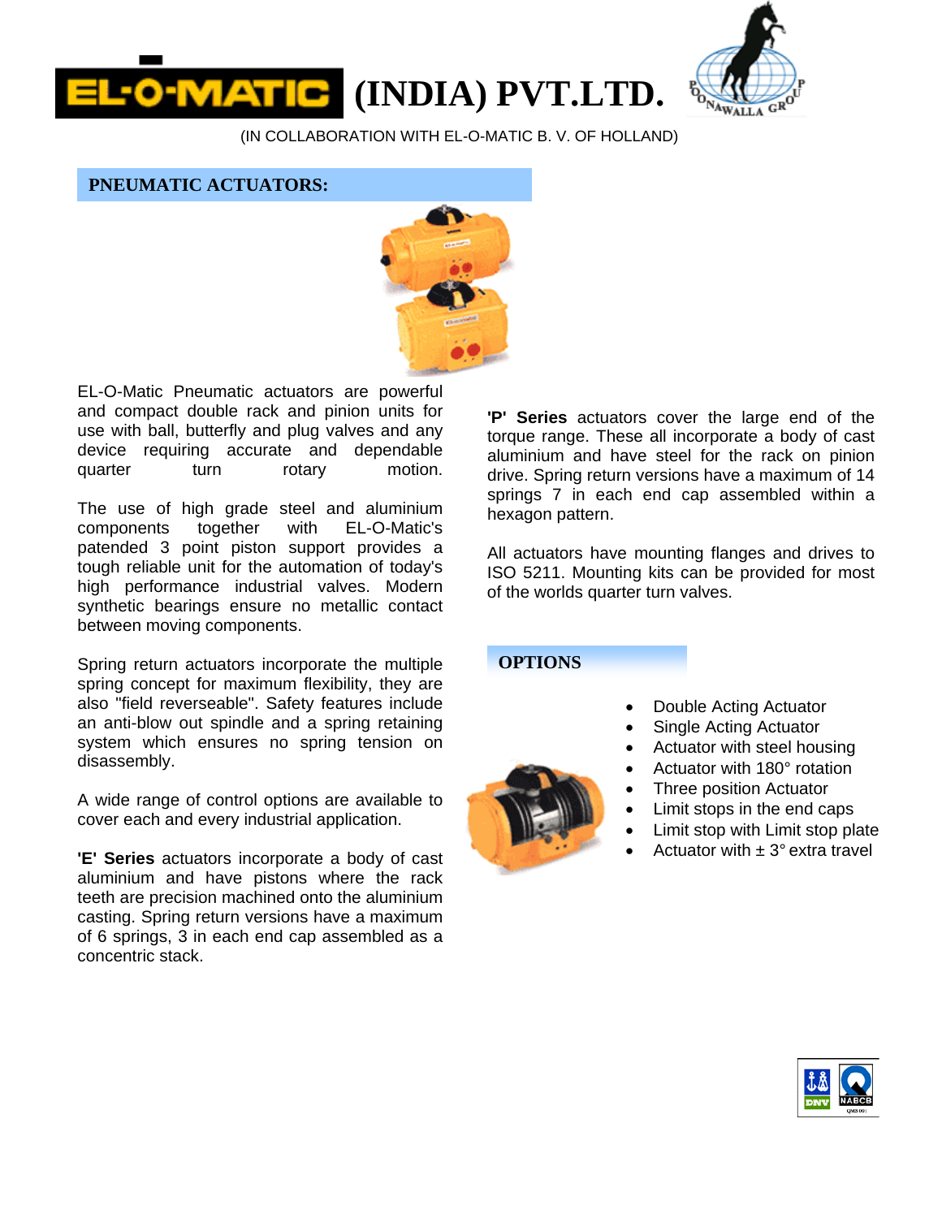# EL-O-MATIC (INDIA) PVT.LTD.

(IN COLLABORATION WITH EL-O-MATIC B. V. OF HOLLAND)

## PNEUMATIC ACTUATORS:

EL-O-Matic Pneumatic actuators are powerful and compact double rack and pinion units for use with ball, butterfly and plug valves and any device requiring accurate and dependable quarter turn rotary motion.

The use of high grade steel and aluminium components together with EL-O-Matic's patended 3 point piston support provides a tough reliable unit for the automation of today's high performance industrial valves. Modern synthetic bearings ensure no metallic contact between moving components.

Spring return actuators incorporate the multiple spring concept for maximum flexibility, they are also "field reverseable". Safety features include an anti-blow out spindle and a spring retaining system which ensures no spring tension on disassembly.

A wide range of control options are available to cover each and every industrial application.

**'E' Series** actuators incorporate a body of cast aluminium and have pistons where the rack teeth are precision machined onto the aluminium casting. Spring return versions have a maximum of 6 springs, 3 in each end cap assembled as a concentric stack.

**'P' Series** actuators cover the large end of the torque range. These all incorporate a body of cast aluminium and have steel for the rack on pinion drive. Spring return versions have a maximum of 14 springs 7 in each end cap assembled within a hexagon pattern.

All actuators have mounting flanges and drives to ISO 5211. Mounting kits can be provided for most of the worlds quarter turn valves.

## OPTIONS

- Double Acting Actuator
- Single Acting Actuator
- Actuator with steel housing
- Actuator with 180° rotation
- Three position Actuator
- Limit stops in the end caps
- Limit stop with Limit stop plate
- Actuator with ± 3° extra travel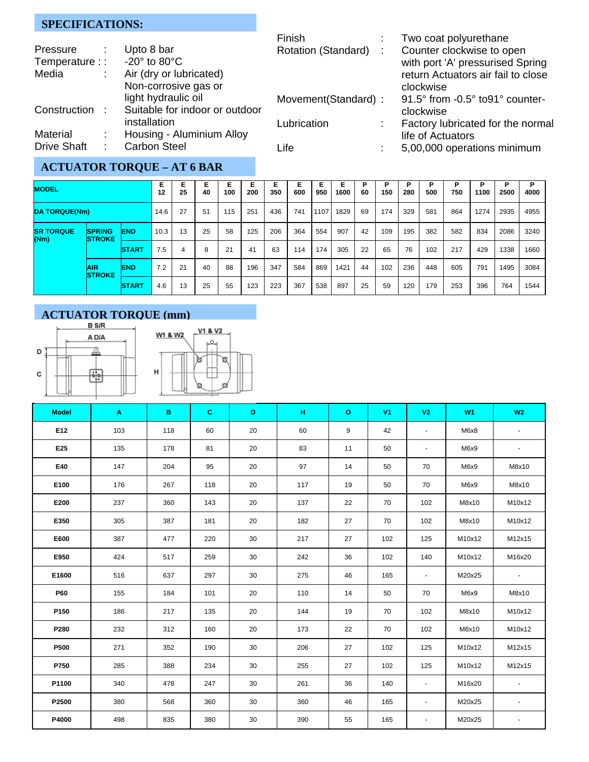## SPECIFICATIONS:

Pressure : Upto 8 bar
Temperature : : -20° to 80°C
Media : Air (dry or lubricated) Non-corrosive gas or light hydraulic oil
Construction : Suitable for indoor or outdoor installation
Material : Housing - Aluminium Alloy
Drive Shaft : Carbon Steel

Finish : Two coat polyurethane
Rotation (Standard) : Counter clockwise to open with port 'A' pressurised Spring return Actuators air fail to close clockwise
Movement(Standard) : 91.5° from -0.5° to91° counter-clockwise
Lubrication : Factory lubricated for the normal life of Actuators
Life : 5,00,000 operations minimum

## ACTUATOR TORQUE – AT 6 BAR

| MODEL | | | E 12 | E 25 | E 40 | E 100 | E 200 | E 350 | E 600 | E 950 | E 1600 | P 60 | P 150 | P 280 | P 500 | P 750 | P 1100 | P 2500 | P 4000 |
|---|---|---|---|---|---|---|---|---|---|---|---|---|---|---|---|---|---|---|---|
| DA TORQUE(Nm) | | | 14.6 | 27 | 51 | 115 | 251 | 436 | 741 | 1107 | 1829 | 69 | 174 | 329 | 581 | 864 | 1274 | 2935 | 4955 |
| SR TORQUE (Nm) | SPRING STROKE | END | 10.3 | 13 | 25 | 58 | 125 | 206 | 364 | 554 | 907 | 42 | 109 | 195 | 382 | 582 | 834 | 2086 | 3240 |
| | | START | 7.5 | 4 | 8 | 21 | 41 | 63 | 114 | 174 | 305 | 22 | 65 | 76 | 102 | 217 | 429 | 1338 | 1660 |
| | AIR STROKE | END | 7.2 | 21 | 40 | 88 | 196 | 347 | 584 | 869 | 1421 | 44 | 102 | 236 | 448 | 605 | 791 | 1495 | 3084 |
| | | START | 4.6 | 13 | 25 | 55 | 123 | 223 | 367 | 538 | 897 | 25 | 59 | 120 | 179 | 253 | 396 | 764 | 1544 |

## ACTUATOR TORQUE (mm)

B S/R
A D/A
D
C
W1 & W2
V1 & V2
O
H

| Model | A | B | C | D | H | O | V1 | V2 | W1 | W2 |
|---|---|---|---|---|---|---|---|---|---|---|
| E12 | 103 | 118 | 60 | 20 | 60 | 9 | 42 | - | M6x8 | - |
| E25 | 135 | 178 | 81 | 20 | 83 | 11 | 50 | - | M6x9 | - |
| E40 | 147 | 204 | 95 | 20 | 97 | 14 | 50 | 70 | M6x9 | M8x10 |
| E100 | 176 | 267 | 118 | 20 | 117 | 19 | 50 | 70 | M6x9 | M8x10 |
| E200 | 237 | 360 | 143 | 20 | 137 | 22 | 70 | 102 | M8x10 | M10x12 |
| E350 | 305 | 387 | 181 | 20 | 182 | 27 | 70 | 102 | M8x10 | M10x12 |
| E600 | 387 | 477 | 220 | 30 | 217 | 27 | 102 | 125 | M10x12 | M12x15 |
| E950 | 424 | 517 | 259 | 30 | 242 | 36 | 102 | 140 | M10x12 | M16x20 |
| E1600 | 516 | 637 | 297 | 30 | 275 | 46 | 165 | - | M20x25 | - |
| P60 | 155 | 184 | 101 | 20 | 110 | 14 | 50 | 70 | M6x9 | M8x10 |
| P150 | 186 | 217 | 135 | 20 | 144 | 19 | 70 | 102 | M8x10 | M10x12 |
| P280 | 232 | 312 | 160 | 20 | 173 | 22 | 70 | 102 | M8x10 | M10x12 |
| P500 | 271 | 352 | 190 | 30 | 206 | 27 | 102 | 125 | M10x12 | M12x15 |
| P750 | 285 | 388 | 234 | 30 | 255 | 27 | 102 | 125 | M10x12 | M12x15 |
| P1100 | 340 | 478 | 247 | 30 | 261 | 36 | 140 | - | M16x20 | - |
| P2500 | 380 | 568 | 360 | 30 | 360 | 46 | 165 | - | M20x25 | - |
| P4000 | 498 | 835 | 380 | 30 | 390 | 55 | 165 | - | M20x25 | - |